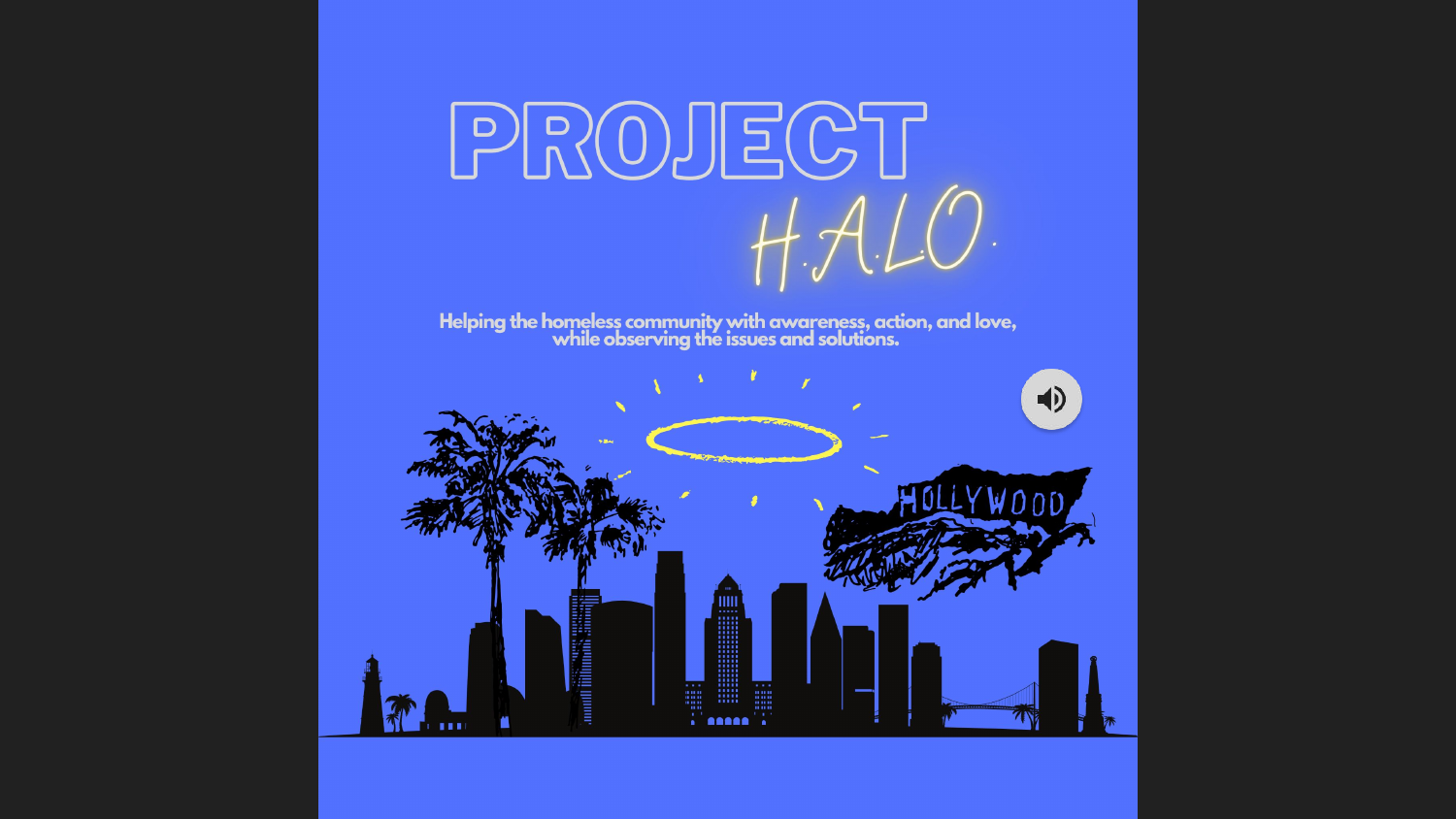# PROJECT H.A.L.O.

Helping the homeless community with awareness, action, and love, while observing the issues and solutions.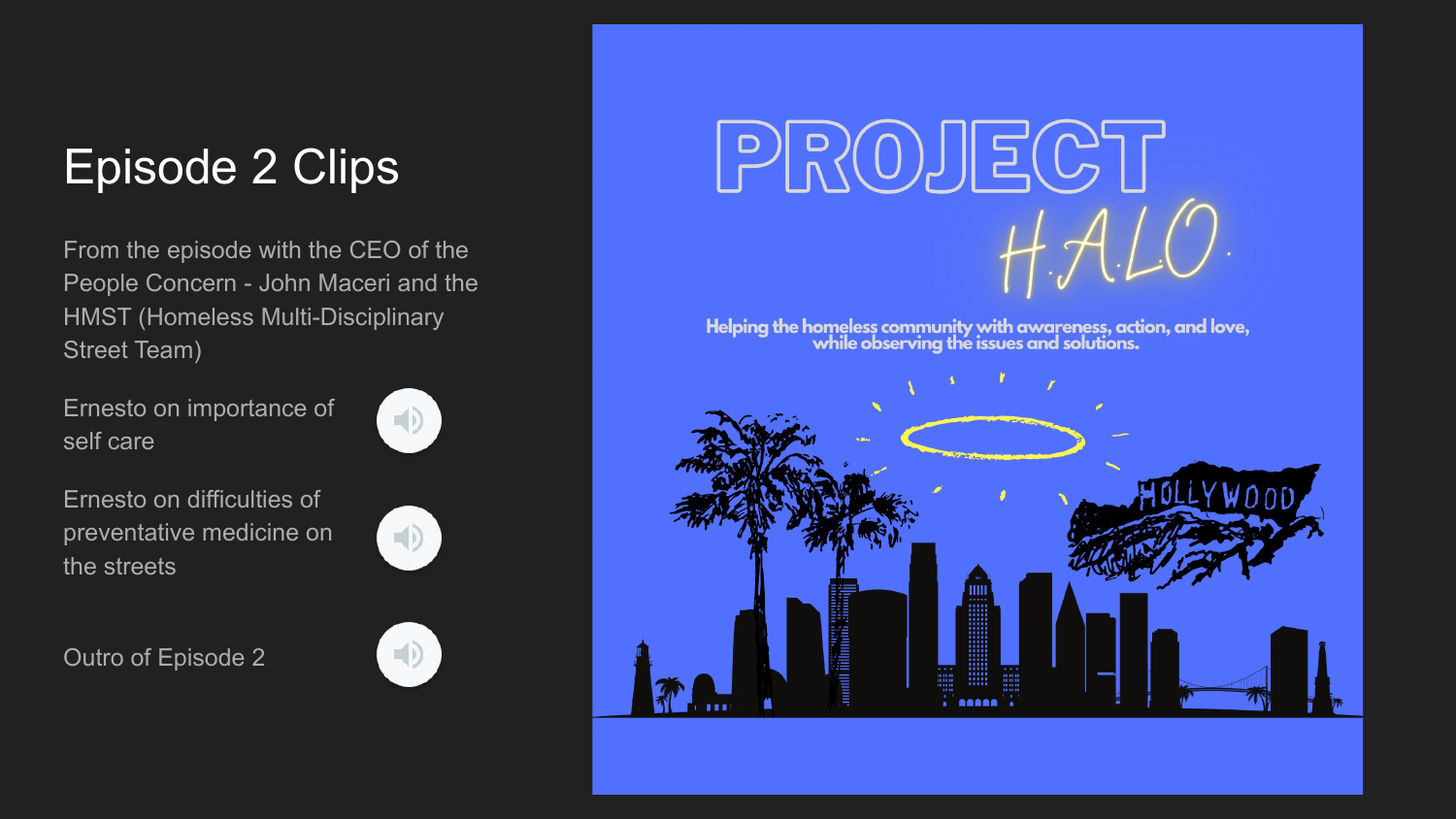# Episode 2 Clips

From the episode with the CEO of the People Concern - John Maceri and the HMST (Homeless Multi-Disciplinary Street Team)

Ernesto on importance of self care

Ernesto on difficulties of preventative medicine on the streets

Outro of Episode 2

PROJECT H.A.L.O.

Helping the homeless community with awareness, action, and love, while observing the issues and solutions.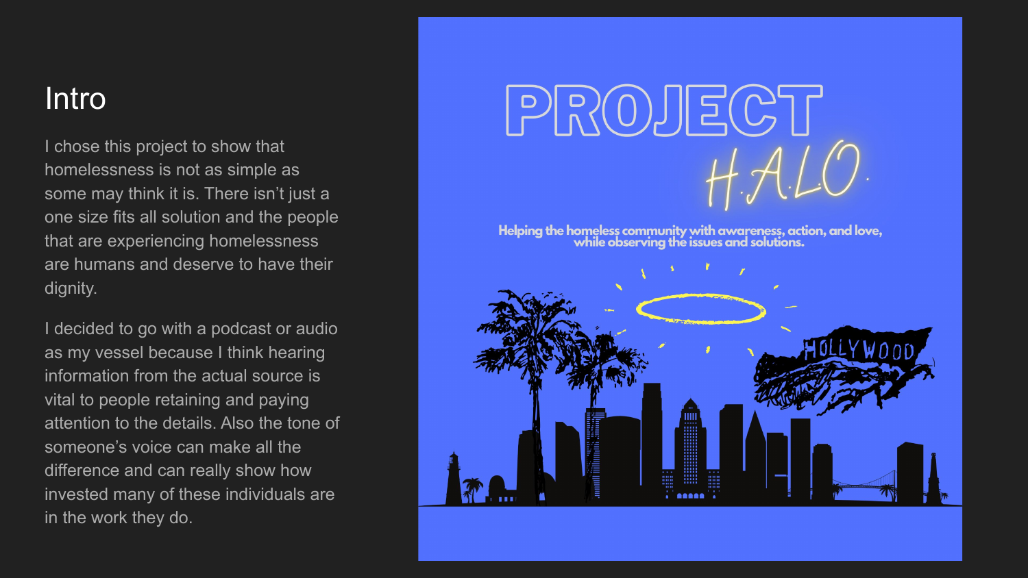# Intro

I chose this project to show that homelessness is not as simple as some may think it is. There isn't just a one size fits all solution and the people that are experiencing homelessness are humans and deserve to have their dignity.

I decided to go with a podcast or audio as my vessel because I think hearing information from the actual source is vital to people retaining and paying attention to the details. Also the tone of someone's voice can make all the difference and can really show how invested many of these individuals are in the work they do.

PROJECT H.A.L.O.

Helping the homeless community with awareness, action, and love, while observing the issues and solutions.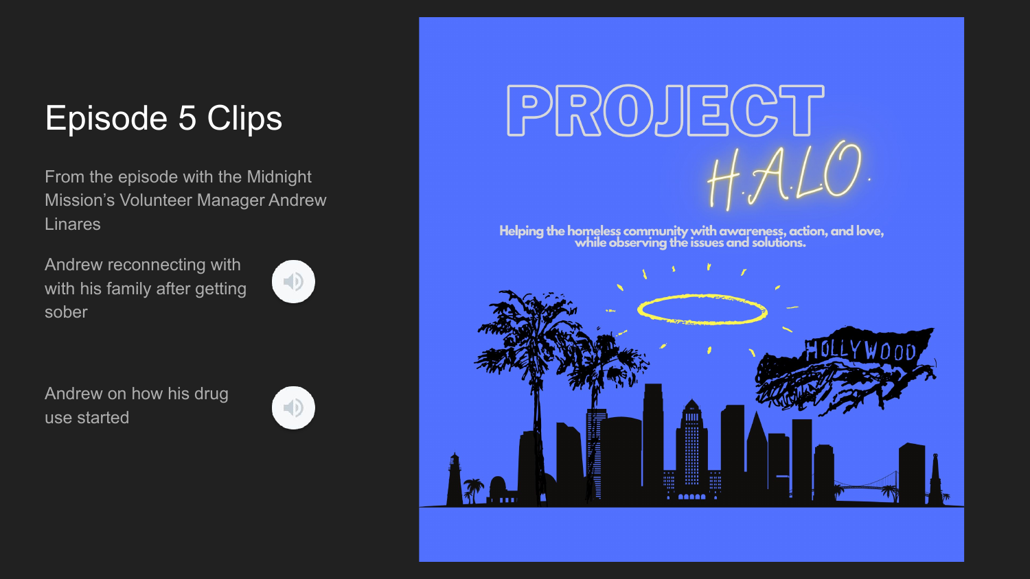# Episode 5 Clips

From the episode with the Midnight Mission's Volunteer Manager Andrew Linares

Andrew reconnecting with with his family after getting sober

Andrew on how his drug use started

PROJECT

H.A.L.O.

Helping the homeless community with awareness, action, and love, while observing the issues and solutions.

HOLLYWOOD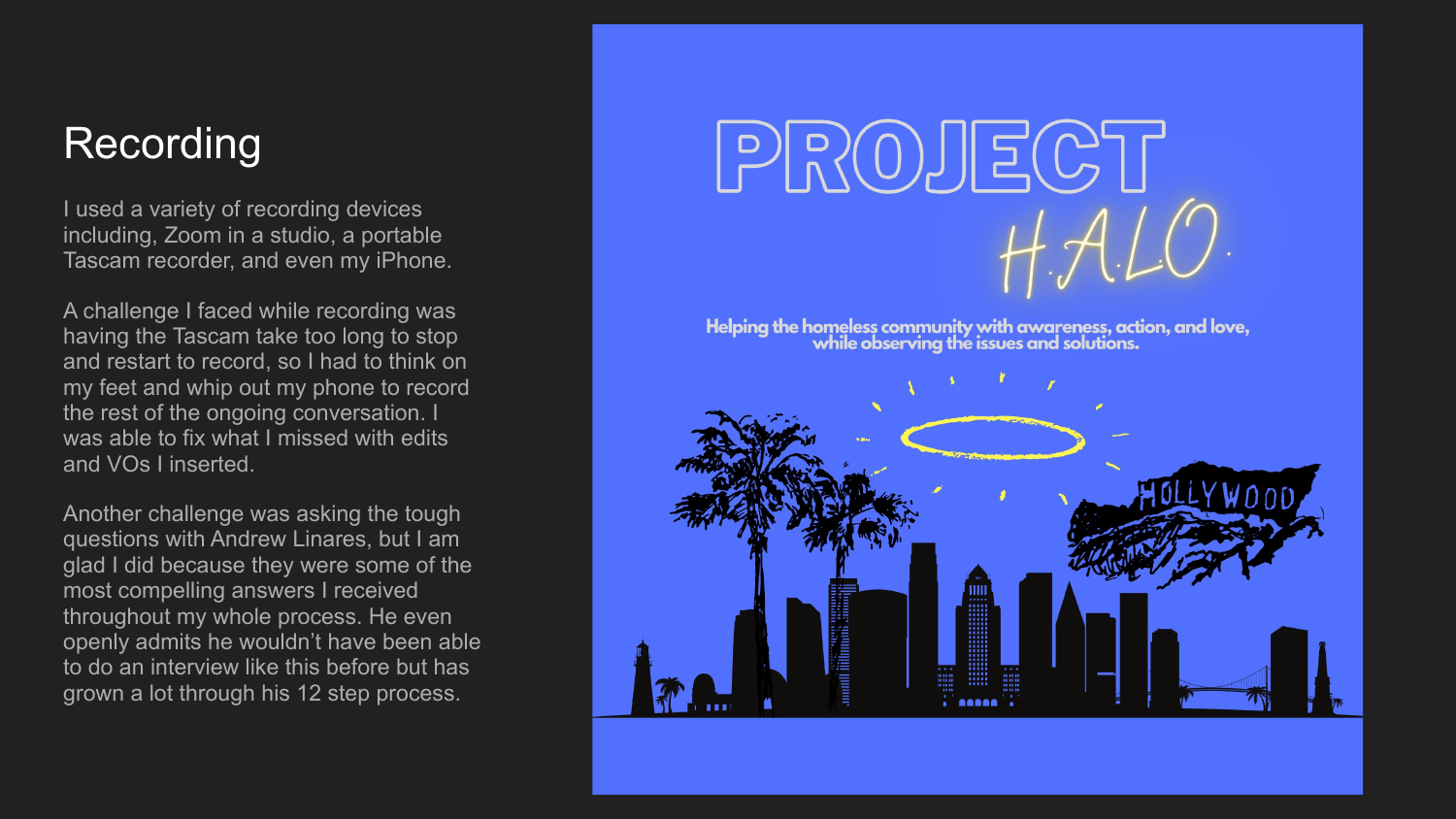# Recording

I used a variety of recording devices including, Zoom in a studio, a portable Tascam recorder, and even my iPhone.

A challenge I faced while recording was having the Tascam take too long to stop and restart to record, so I had to think on my feet and whip out my phone to record the rest of the ongoing conversation. I was able to fix what I missed with edits and VOs I inserted.

Another challenge was asking the tough questions with Andrew Linares, but I am glad I did because they were some of the most compelling answers I received throughout my whole process. He even openly admits he wouldn't have been able to do an interview like this before but has grown a lot through his 12 step process.

PROJECT H.A.L.O.

Helping the homeless community with awareness, action, and love, while observing the issues and solutions.

HOLLYWOOD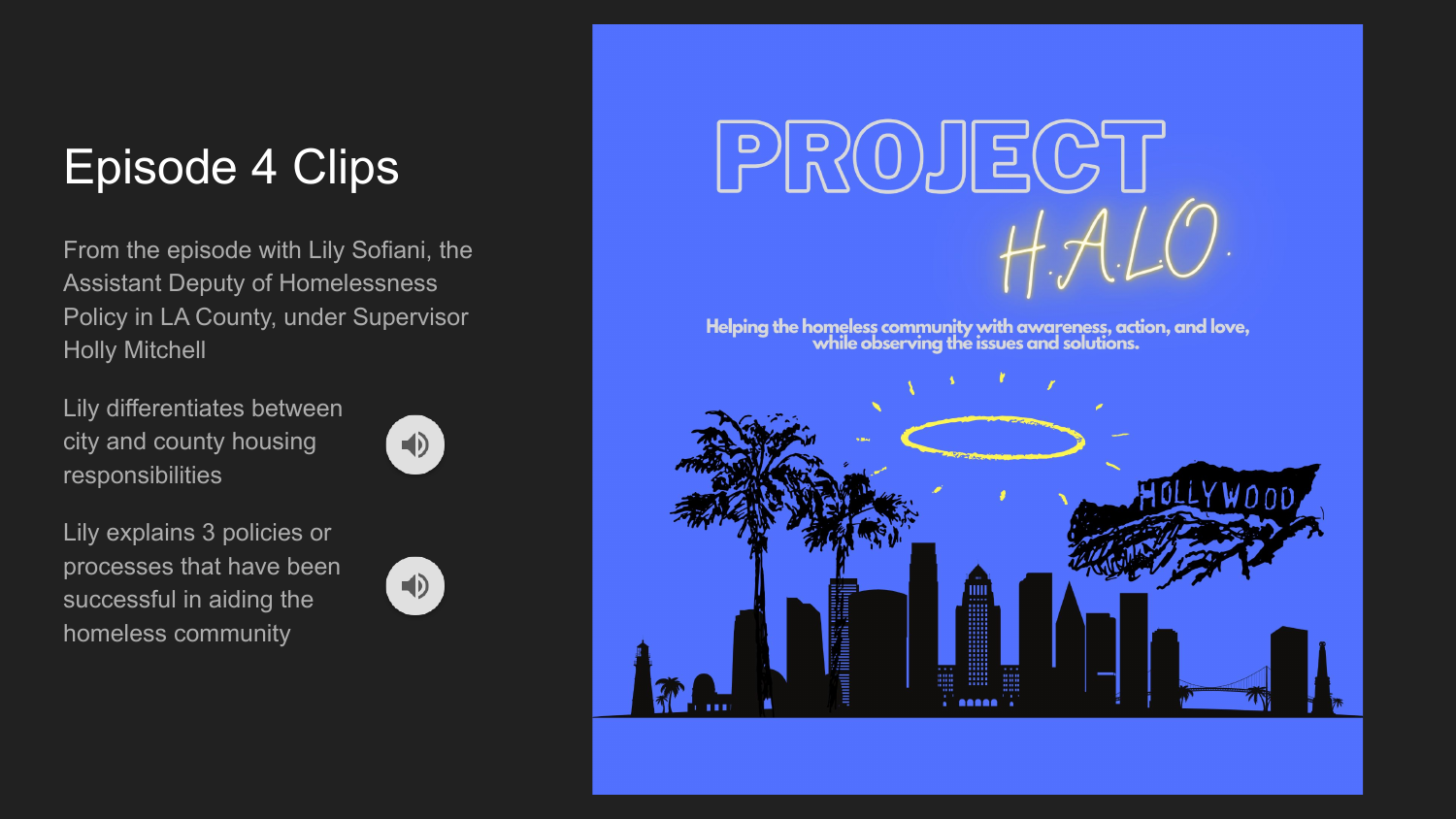# Episode 4 Clips

From the episode with Lily Sofiani, the Assistant Deputy of Homelessness Policy in LA County, under Supervisor Holly Mitchell

Lily differentiates between city and county housing responsibilities

Lily explains 3 policies or processes that have been successful in aiding the homeless community

PROJECT H.A.L.O.

Helping the homeless community with awareness, action, and love, while observing the issues and solutions.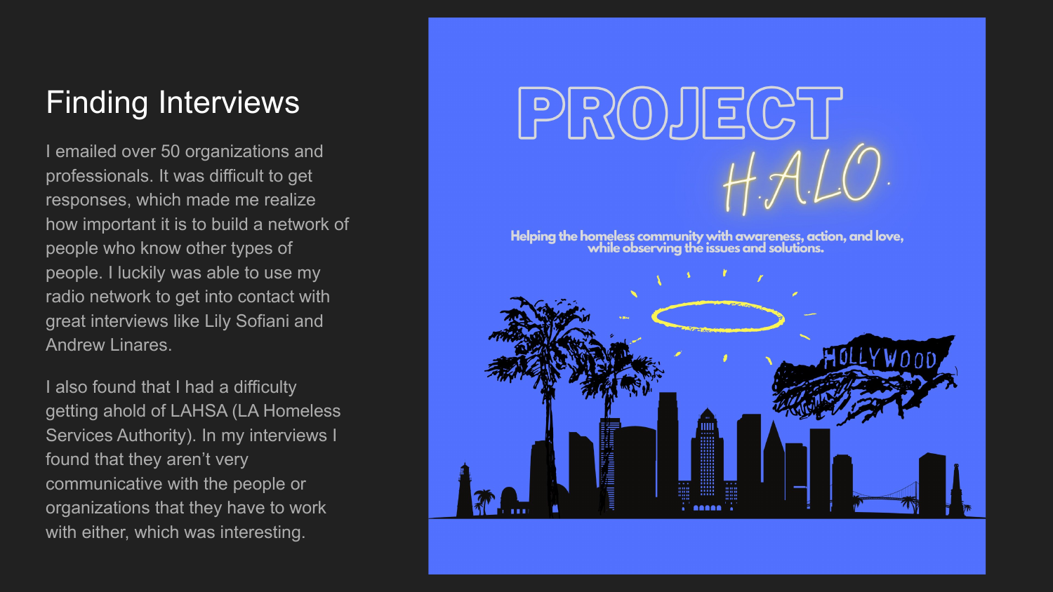# Finding Interviews

I emailed over 50 organizations and professionals. It was difficult to get responses, which made me realize how important it is to build a network of people who know other types of people. I luckily was able to use my radio network to get into contact with great interviews like Lily Sofiani and Andrew Linares.

I also found that I had a difficulty getting ahold of LAHSA (LA Homeless Services Authority). In my interviews I found that they aren't very communicative with the people or organizations that they have to work with either, which was interesting.

PROJECT H.A.L.O.

Helping the homeless community with awareness, action, and love, while observing the issues and solutions.

HOLLYWOOD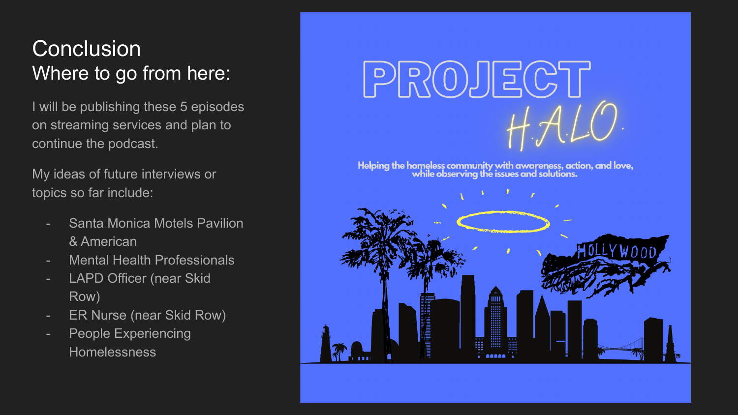# Conclusion

## Where to go from here:

I will be publishing these 5 episodes on streaming services and plan to continue the podcast.

My ideas of future interviews or topics so far include:

- Santa Monica Motels Pavilion & American
- Mental Health Professionals
- LAPD Officer (near Skid Row)
- ER Nurse (near Skid Row)
- People Experiencing Homelessness

PROJECT H.A.L.O.

Helping the homeless community with awareness, action, and love, while observing the issues and solutions.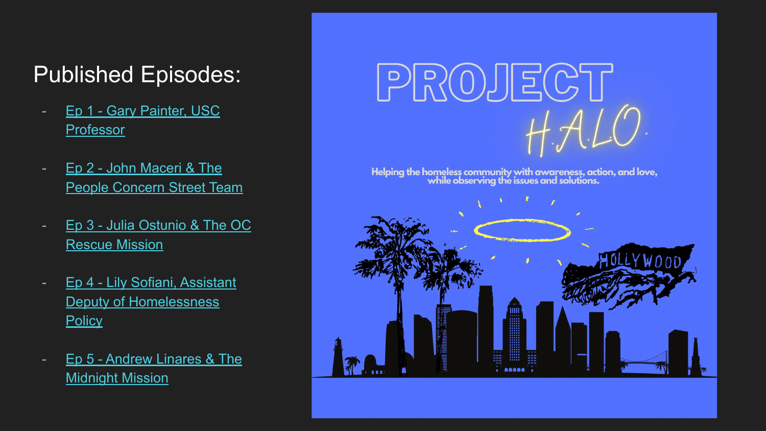# Published Episodes:

- Ep 1 - Gary Painter, USC Professor
- Ep 2 - John Maceri & The People Concern Street Team
- Ep 3 - Julia Ostunio & The OC Rescue Mission
- Ep 4 - Lily Sofiani, Assistant Deputy of Homelessness Policy
- Ep 5 - Andrew Linares & The Midnight Mission

PROJECT H.A.L.O.

Helping the homeless community with awareness, action, and love, while observing the issues and solutions.